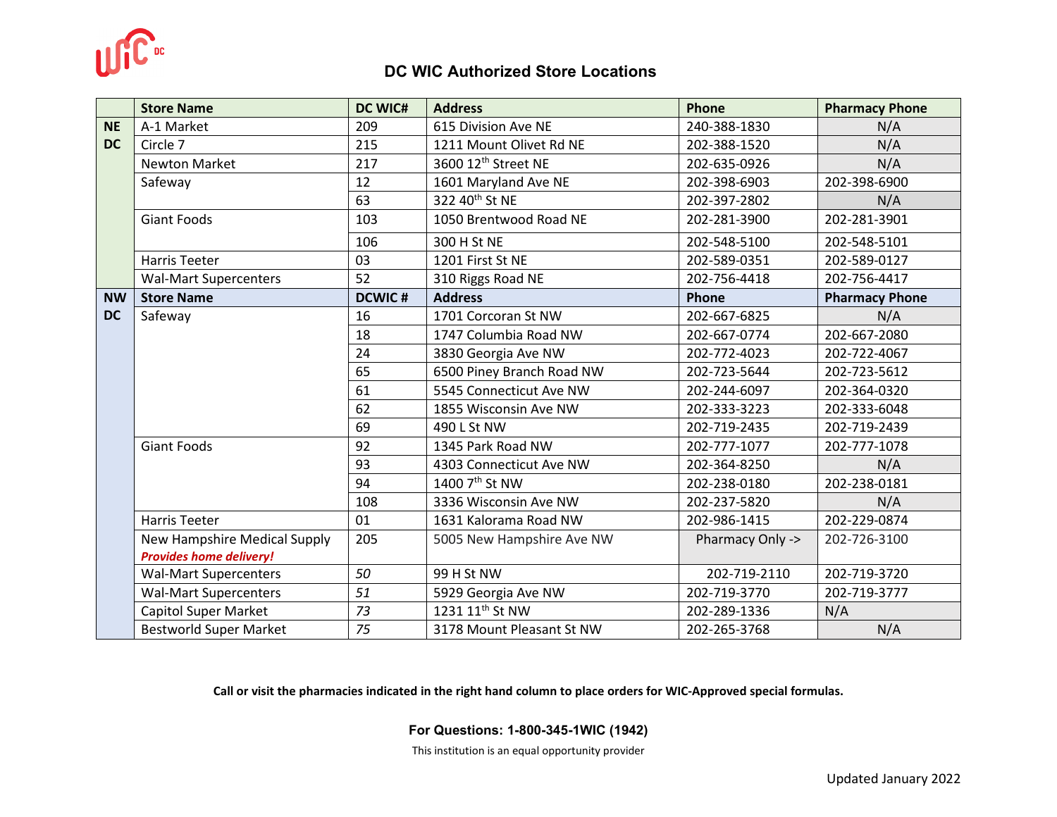# DC WIC Authorized Store Locations

| | Store Name | DC WIC# | Address | Phone | Pharmacy Phone |
|---|---|---|---|---|---|
| NE DC | A-1 Market | 209 | 615 Division Ave NE | 240-388-1830 | N/A |
| | Circle 7 | 215 | 1211 Mount Olivet Rd NE | 202-388-1520 | N/A |
| | Newton Market | 217 | 3600 12th Street NE | 202-635-0926 | N/A |
| | Safeway | 12 | 1601 Maryland Ave NE | 202-398-6903 | 202-398-6900 |
| | | 63 | 322 40th St NE | 202-397-2802 | N/A |
| | Giant Foods | 103 | 1050 Brentwood Road NE | 202-281-3900 | 202-281-3901 |
| | | 106 | 300 H St NE | 202-548-5100 | 202-548-5101 |
| | Harris Teeter | 03 | 1201 First St NE | 202-589-0351 | 202-589-0127 |
| | Wal-Mart Supercenters | 52 | 310 Riggs Road NE | 202-756-4418 | 202-756-4417 |
| NW DC | **Store Name** | **DCWIC #** | **Address** | **Phone** | **Pharmacy Phone** |
| | Safeway | 16 | 1701 Corcoran St NW | 202-667-6825 | N/A |
| | | 18 | 1747 Columbia Road NW | 202-667-0774 | 202-667-2080 |
| | | 24 | 3830 Georgia Ave NW | 202-772-4023 | 202-722-4067 |
| | | 65 | 6500 Piney Branch Road NW | 202-723-5644 | 202-723-5612 |
| | | 61 | 5545 Connecticut Ave NW | 202-244-6097 | 202-364-0320 |
| | | 62 | 1855 Wisconsin Ave NW | 202-333-3223 | 202-333-6048 |
| | | 69 | 490 L St NW | 202-719-2435 | 202-719-2439 |
| | Giant Foods | 92 | 1345 Park Road NW | 202-777-1077 | 202-777-1078 |
| | | 93 | 4303 Connecticut Ave NW | 202-364-8250 | N/A |
| | | 94 | 1400 7th St NW | 202-238-0180 | 202-238-0181 |
| | | 108 | 3336 Wisconsin Ave NW | 202-237-5820 | N/A |
| | Harris Teeter | 01 | 1631 Kalorama Road NW | 202-986-1415 | 202-229-0874 |
| | New Hampshire Medical Supply ***Provides home delivery!*** | 205 | 5005 New Hampshire Ave NW | Pharmacy Only -> | 202-726-3100 |
| | Wal-Mart Supercenters | *50* | 99 H St NW | 202-719-2110 | 202-719-3720 |
| | Wal-Mart Supercenters | *51* | 5929 Georgia Ave NW | 202-719-3770 | 202-719-3777 |
| | Capitol Super Market | *73* | 1231 11th St NW | 202-289-1336 | N/A |
| | Bestworld Super Market | *75* | 3178 Mount Pleasant St NW | 202-265-3768 | N/A |

**Call or visit the pharmacies indicated in the right hand column to place orders for WIC-Approved special formulas.**

**For Questions: 1-800-345-1WIC (1942)**

This institution is an equal opportunity provider

Updated January 2022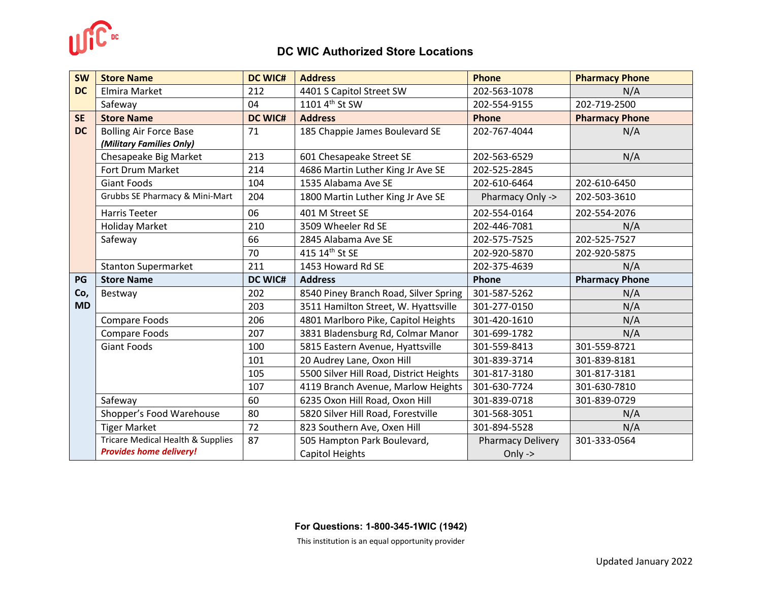# DC WIC Authorized Store Locations

| SW DC | Store Name | DC WIC# | Address | Phone | Pharmacy Phone |
|---|---|---|---|---|---|
| | Elmira Market | 212 | 4401 S Capitol Street SW | 202-563-1078 | N/A |
| | Safeway | 04 | 1101 $4^{th}$ St SW | 202-554-9155 | 202-719-2500 |
| **SE DC** | **Store Name** | **DC WIC#** | **Address** | **Phone** | **Pharmacy Phone** |
| | Bolling Air Force Base ***(Military Families Only)*** | 71 | 185 Chappie James Boulevard SE | 202-767-4044 | N/A |
| | Chesapeake Big Market | 213 | 601 Chesapeake Street SE | 202-563-6529 | N/A |
| | Fort Drum Market | 214 | 4686 Martin Luther King Jr Ave SE | 202-525-2845 | |
| | Giant Foods | 104 | 1535 Alabama Ave SE | 202-610-6464 | 202-610-6450 |
| | Grubbs SE Pharmacy & Mini-Mart | 204 | 1800 Martin Luther King Jr Ave SE | Pharmacy Only -> | 202-503-3610 |
| | Harris Teeter | 06 | 401 M Street SE | 202-554-0164 | 202-554-2076 |
| | Holiday Market | 210 | 3509 Wheeler Rd SE | 202-446-7081 | N/A |
| | Safeway | 66 | 2845 Alabama Ave SE | 202-575-7525 | 202-525-7527 |
| | | 70 | 415 $14^{th}$ St SE | 202-920-5870 | 202-920-5875 |
| | Stanton Supermarket | 211 | 1453 Howard Rd SE | 202-375-4639 | N/A |
| **PG Co, MD** | **Store Name** | **DC WIC#** | **Address** | **Phone** | **Pharmacy Phone** |
| | Bestway | 202 | 8540 Piney Branch Road, Silver Spring | 301-587-5262 | N/A |
| | | 203 | 3511 Hamilton Street, W. Hyattsville | 301-277-0150 | N/A |
| | Compare Foods | 206 | 4801 Marlboro Pike, Capitol Heights | 301-420-1610 | N/A |
| | Compare Foods | 207 | 3831 Bladensburg Rd, Colmar Manor | 301-699-1782 | N/A |
| | Giant Foods | 100 | 5815 Eastern Avenue, Hyattsville | 301-559-8413 | 301-559-8721 |
| | | 101 | 20 Audrey Lane, Oxon Hill | 301-839-3714 | 301-839-8181 |
| | | 105 | 5500 Silver Hill Road, District Heights | 301-817-3180 | 301-817-3181 |
| | | 107 | 4119 Branch Avenue, Marlow Heights | 301-630-7724 | 301-630-7810 |
| | Safeway | 60 | 6235 Oxon Hill Road, Oxon Hill | 301-839-0718 | 301-839-0729 |
| | Shopper's Food Warehouse | 80 | 5820 Silver Hill Road, Forestville | 301-568-3051 | N/A |
| | Tiger Market | 72 | 823 Southern Ave, Oxen Hill | 301-894-5528 | N/A |
| | Tricare Medical Health & Supplies ***Provides home delivery!*** | 87 | 505 Hampton Park Boulevard, Capitol Heights | Pharmacy Delivery Only -> | 301-333-0564 |

**For Questions: 1-800-345-1WIC (1942)**

This institution is an equal opportunity provider

Updated January 2022